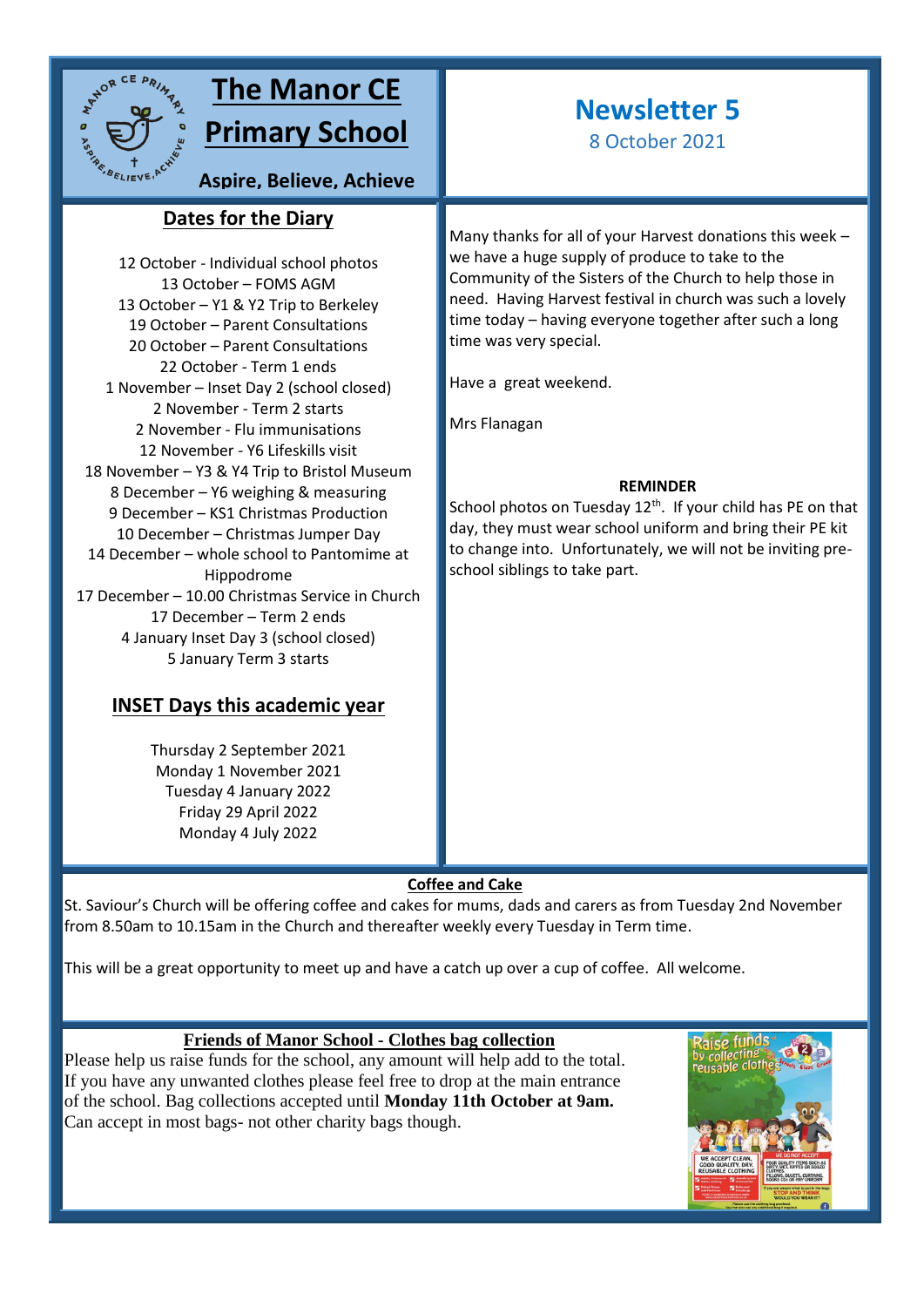# The Manor CE Primary School

**Aspire, Believe, Achieve**

# Newsletter 5

8 October 2021

## Dates for the Diary

12 October - Individual school photos
13 October – FOMS AGM
13 October – Y1 & Y2 Trip to Berkeley
19 October – Parent Consultations
20 October – Parent Consultations
22 October - Term 1 ends
1 November – Inset Day 2 (school closed)
2 November - Term 2 starts
2 November - Flu immunisations
12 November - Y6 Lifeskills visit
18 November – Y3 & Y4 Trip to Bristol Museum
8 December – Y6 weighing & measuring
9 December – KS1 Christmas Production
10 December – Christmas Jumper Day
14 December – whole school to Pantomime at Hippodrome
17 December – 10.00 Christmas Service in Church
17 December – Term 2 ends
4 January Inset Day 3 (school closed)
5 January Term 3 starts

## INSET Days this academic year

Thursday 2 September 2021
Monday 1 November 2021
Tuesday 4 January 2022
Friday 29 April 2022
Monday 4 July 2022

Many thanks for all of your Harvest donations this week – we have a huge supply of produce to take to the Community of the Sisters of the Church to help those in need. Having Harvest festival in church was such a lovely time today – having everyone together after such a long time was very special.

Have a great weekend.

Mrs Flanagan

**REMINDER**

School photos on Tuesday 12th. If your child has PE on that day, they must wear school uniform and bring their PE kit to change into. Unfortunately, we will not be inviting pre-school siblings to take part.

## Coffee and Cake

St. Saviour's Church will be offering coffee and cakes for mums, dads and carers as from Tuesday 2nd November from 8.50am to 10.15am in the Church and thereafter weekly every Tuesday in Term time.

This will be a great opportunity to meet up and have a catch up over a cup of coffee. All welcome.

## Friends of Manor School - Clothes bag collection

Please help us raise funds for the school, any amount will help add to the total. If you have any unwanted clothes please feel free to drop at the main entrance of the school. Bag collections accepted until **Monday 11th October at 9am.** Can accept in most bags- not other charity bags though.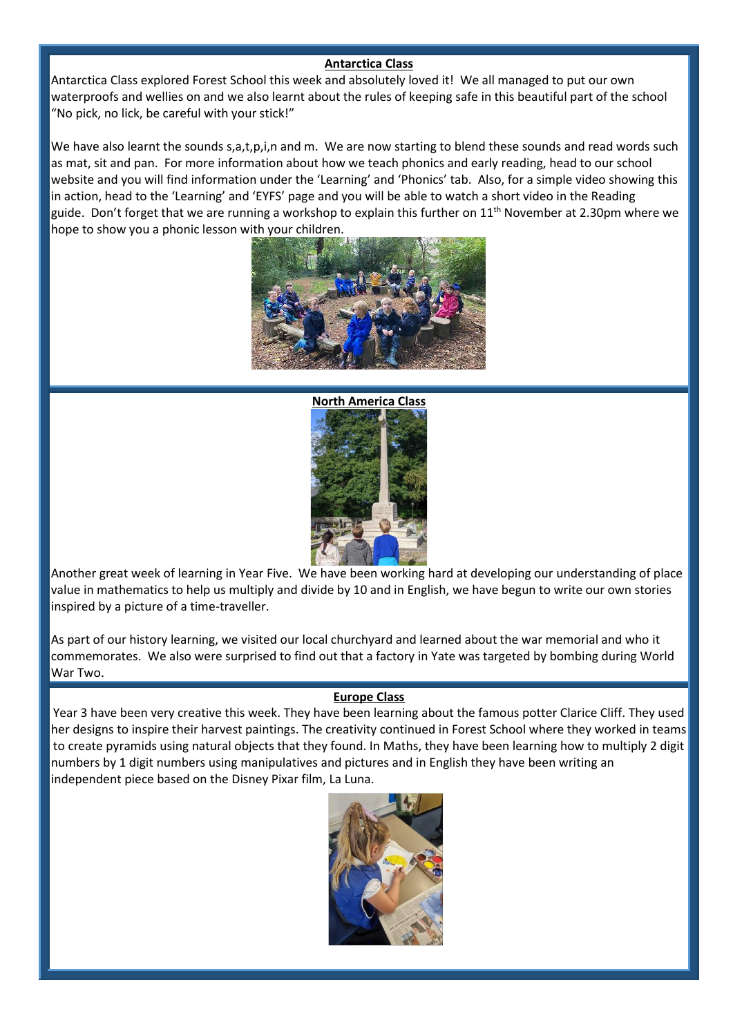## Antarctica Class

Antarctica Class explored Forest School this week and absolutely loved it! We all managed to put our own waterproofs and wellies on and we also learnt about the rules of keeping safe in this beautiful part of the school "No pick, no lick, be careful with your stick!"

We have also learnt the sounds s,a,t,p,i,n and m. We are now starting to blend these sounds and read words such as mat, sit and pan. For more information about how we teach phonics and early reading, head to our school website and you will find information under the 'Learning' and 'Phonics' tab. Also, for a simple video showing this in action, head to the 'Learning' and 'EYFS' page and you will be able to watch a short video in the Reading guide. Don't forget that we are running a workshop to explain this further on 11th November at 2.30pm where we hope to show you a phonic lesson with your children.

## North America Class

Another great week of learning in Year Five. We have been working hard at developing our understanding of place value in mathematics to help us multiply and divide by 10 and in English, we have begun to write our own stories inspired by a picture of a time-traveller.

As part of our history learning, we visited our local churchyard and learned about the war memorial and who it commemorates. We also were surprised to find out that a factory in Yate was targeted by bombing during World War Two.

## Europe Class

Year 3 have been very creative this week. They have been learning about the famous potter Clarice Cliff. They used her designs to inspire their harvest paintings. The creativity continued in Forest School where they worked in teams to create pyramids using natural objects that they found. In Maths, they have been learning how to multiply 2 digit numbers by 1 digit numbers using manipulatives and pictures and in English they have been writing an independent piece based on the Disney Pixar film, La Luna.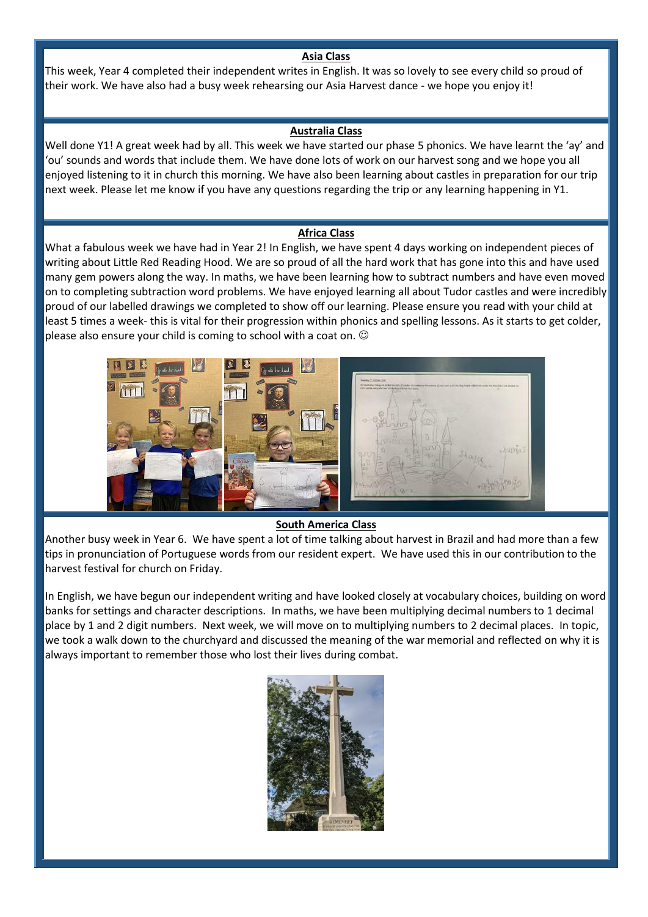## Asia Class

This week, Year 4 completed their independent writes in English. It was so lovely to see every child so proud of their work. We have also had a busy week rehearsing our Asia Harvest dance - we hope you enjoy it!

## Australia Class

Well done Y1! A great week had by all. This week we have started our phase 5 phonics. We have learnt the 'ay' and 'ou' sounds and words that include them. We have done lots of work on our harvest song and we hope you all enjoyed listening to it in church this morning. We have also been learning about castles in preparation for our trip next week. Please let me know if you have any questions regarding the trip or any learning happening in Y1.

## Africa Class

What a fabulous week we have had in Year 2! In English, we have spent 4 days working on independent pieces of writing about Little Red Reading Hood. We are so proud of all the hard work that has gone into this and have used many gem powers along the way. In maths, we have been learning how to subtract numbers and have even moved on to completing subtraction word problems. We have enjoyed learning all about Tudor castles and were incredibly proud of our labelled drawings we completed to show off our learning. Please ensure you read with your child at least 5 times a week- this is vital for their progression within phonics and spelling lessons. As it starts to get colder, please also ensure your child is coming to school with a coat on. ☺

## South America Class

Another busy week in Year 6. We have spent a lot of time talking about harvest in Brazil and had more than a few tips in pronunciation of Portuguese words from our resident expert. We have used this in our contribution to the harvest festival for church on Friday.

In English, we have begun our independent writing and have looked closely at vocabulary choices, building on word banks for settings and character descriptions. In maths, we have been multiplying decimal numbers to 1 decimal place by 1 and 2 digit numbers. Next week, we will move on to multiplying numbers to 2 decimal places. In topic, we took a walk down to the churchyard and discussed the meaning of the war memorial and reflected on why it is always important to remember those who lost their lives during combat.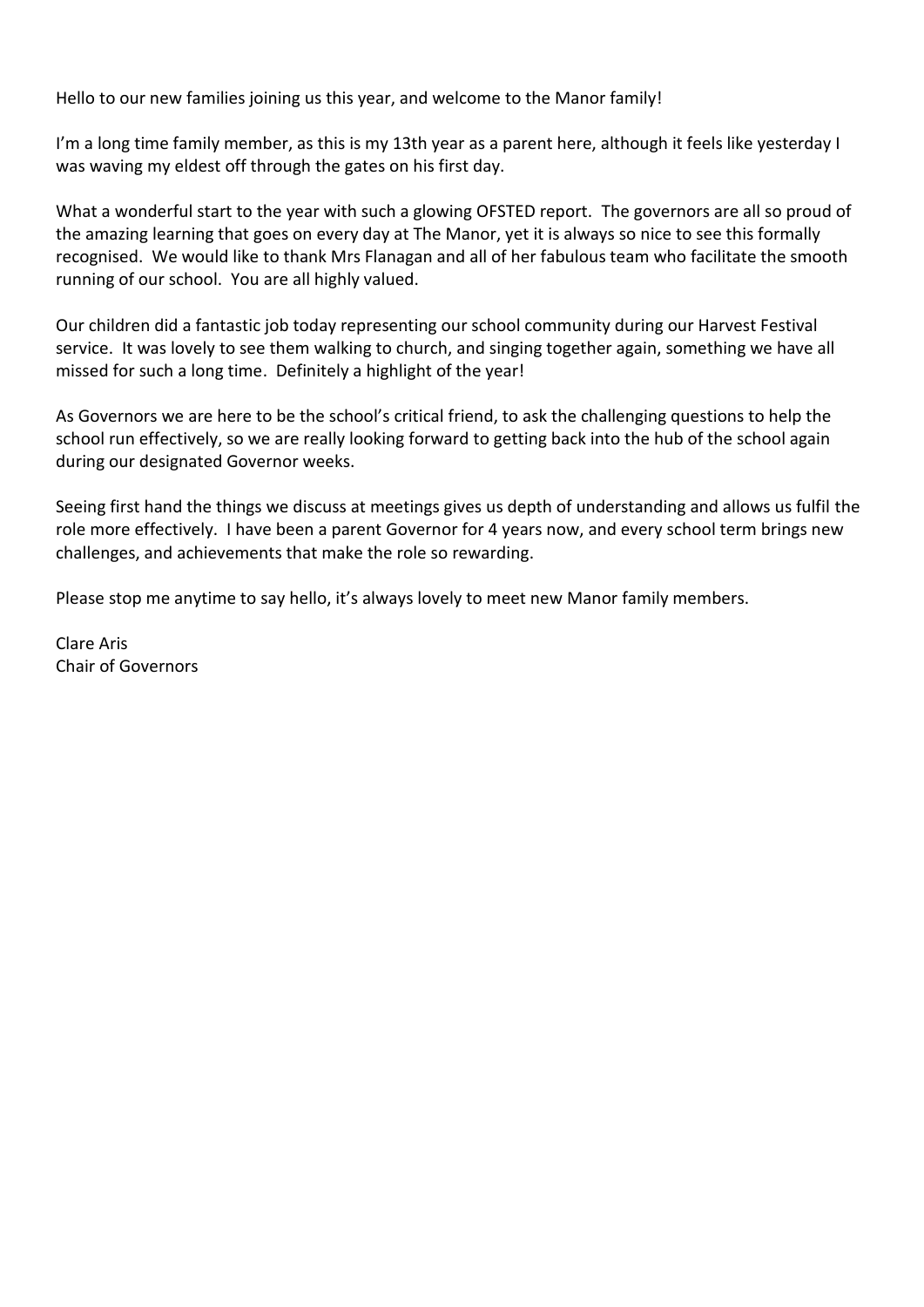Hello to our new families joining us this year, and welcome to the Manor family!

I'm a long time family member, as this is my 13th year as a parent here, although it feels like yesterday I was waving my eldest off through the gates on his first day.

What a wonderful start to the year with such a glowing OFSTED report. The governors are all so proud of the amazing learning that goes on every day at The Manor, yet it is always so nice to see this formally recognised. We would like to thank Mrs Flanagan and all of her fabulous team who facilitate the smooth running of our school. You are all highly valued.

Our children did a fantastic job today representing our school community during our Harvest Festival service. It was lovely to see them walking to church, and singing together again, something we have all missed for such a long time. Definitely a highlight of the year!

As Governors we are here to be the school's critical friend, to ask the challenging questions to help the school run effectively, so we are really looking forward to getting back into the hub of the school again during our designated Governor weeks.

Seeing first hand the things we discuss at meetings gives us depth of understanding and allows us fulfil the role more effectively. I have been a parent Governor for 4 years now, and every school term brings new challenges, and achievements that make the role so rewarding.

Please stop me anytime to say hello, it's always lovely to meet new Manor family members.

Clare Aris
Chair of Governors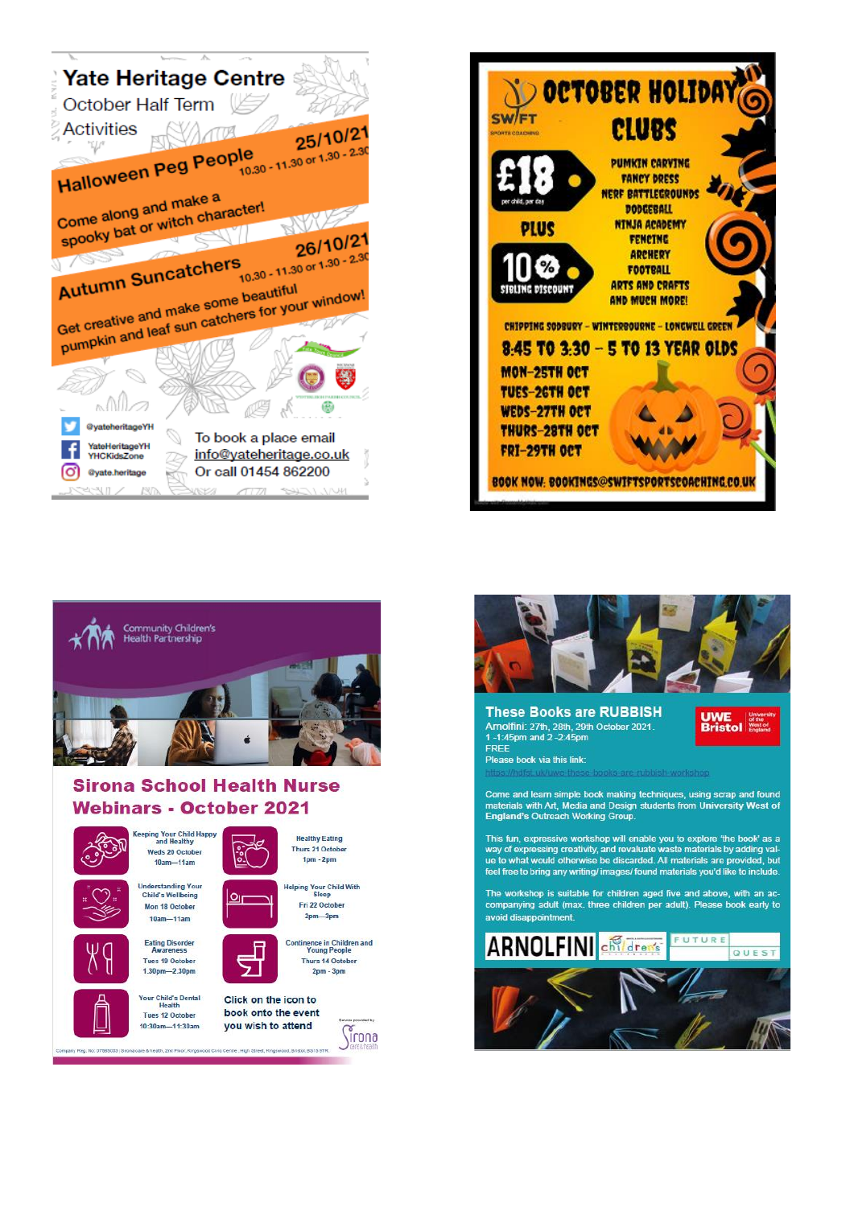# Yate Heritage Centre

October Half Term Activities

## Halloween Peg People

25/10/21
10.30 - 11.30 or 1.30 - 2.30

Come along and make a spooky bat or witch character!

## Autumn Suncatchers

26/10/21
10.30 - 11.30 or 1.30 - 2.30

Get creative and make some beautiful pumpkin and leaf sun catchers for your window!

@yateheritageYH
YateHeritageYH YHCKidsZone
@yate.heritage

To book a place email info@yateheritage.co.uk
Or call 01454 862200

---

# SWIFT Sports Coaching — OCTOBER HOLIDAY CLUBS

£18 per child, per day

PLUS

10% SIBLING DISCOUNT

- PUMKIN CARVING
- FANCY DRESS
- NERF BATTLEGROUNDS
- DODGEBALL
- NINJA ACADEMY
- FENCING
- ARCHERY
- FOOTBALL
- ARTS AND CRAFTS
- AND MUCH MORE!

CHIPPING SODBURY - WINTERBOURNE - LONGWELL GREEN

8:45 TO 3:30 - 5 TO 13 YEAR OLDS

- MON-25TH OCT
- TUES-26TH OCT
- WEDS-27TH OCT
- THURS-28TH OCT
- FRI-29TH OCT

BOOK NOW: BOOKINGS@SWIFTSPORTSCOACHING.CO.UK

---

Community Children's Health Partnership

# Sirona School Health Nurse Webinars - October 2021

- Keeping Your Child Happy and Healthy — Weds 20 October, 10am—11am
- Healthy Eating — Thurs 21 October, 1pm - 2pm
- Understanding Your Child's Wellbeing — Mon 18 October, 10am—11am
- Helping Your Child With Sleep — Fri 22 October, 2pm—3pm
- Eating Disorder Awareness — Tues 19 October, 1.30pm—2.30pm
- Continence in Children and Young People — Thurs 14 October, 2pm - 3pm
- Your Child's Dental Health — Tues 12 October, 10:30am—11:30am

Click on the icon to book onto the event you wish to attend

Services provided by: Sirona care & health

Company Reg. No. 07585003 | Sirona care & health, 2nd Floor, Kingswood Civic Centre, High Street, Kingswood, Bristol, BS15 9TR

---

# These Books are RUBBISH

UWE Bristol — University of the West of England

Arnolfini: 27th, 28th, 29th October 2021.
1 -1:45pm and 2 -2:45pm
FREE
Please book via this link:
https://hdfst.uk/uwe-these-books-are-rubbish-workshop

Come and learn simple book making techniques, using scrap and found materials with Art, Media and Design students from University West of England's Outreach Working Group.

This fun, expressive workshop will enable you to explore 'the book' as a way of expressing creativity, and revaluate waste materials by adding value to what would otherwise be discarded. All materials are provided, but feel free to bring any writing/ images/ found materials you'd like to include.

The workshop is suitable for children aged five and above, with an accompanying adult (max. three children per adult). Please book early to avoid disappointment.

ARNOLFINI — children's — FUTURE QUEST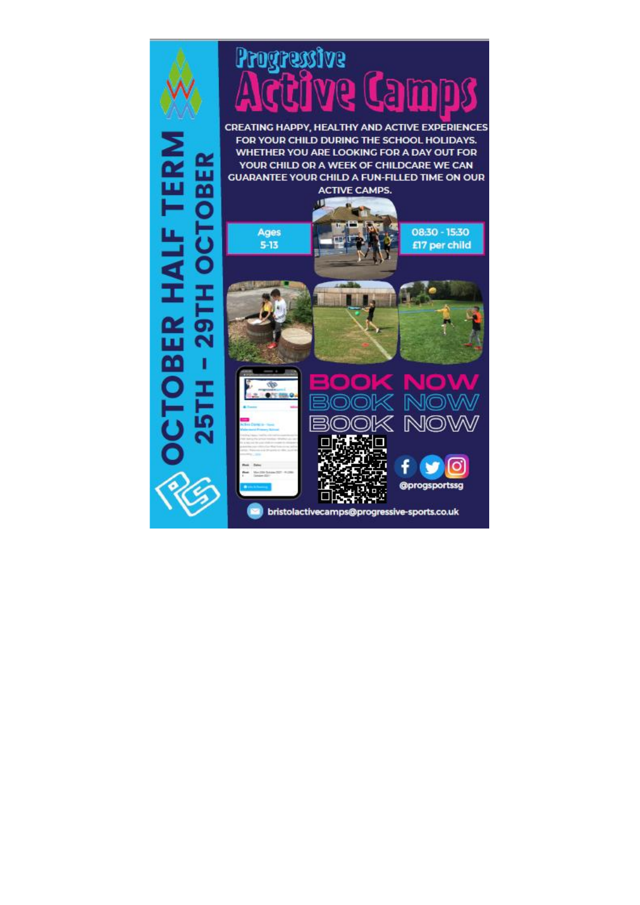# Progressive Active Camps

**OCTOBER HALF TERM**

**25TH – 29TH OCTOBER**

CREATING HAPPY, HEALTHY AND ACTIVE EXPERIENCES FOR YOUR CHILD DURING THE SCHOOL HOLIDAYS. WHETHER YOU ARE LOOKING FOR A DAY OUT FOR YOUR CHILD OR A WEEK OF CHILDCARE WE CAN GUARANTEE YOUR CHILD A FUN-FILLED TIME ON OUR ACTIVE CAMPS.

Ages 5-13

08:30 - 15:30
£17 per child

BOOK NOW
BOOK NOW
BOOK NOW

@progsportssg

bristolactivecamps@progressive-sports.co.uk